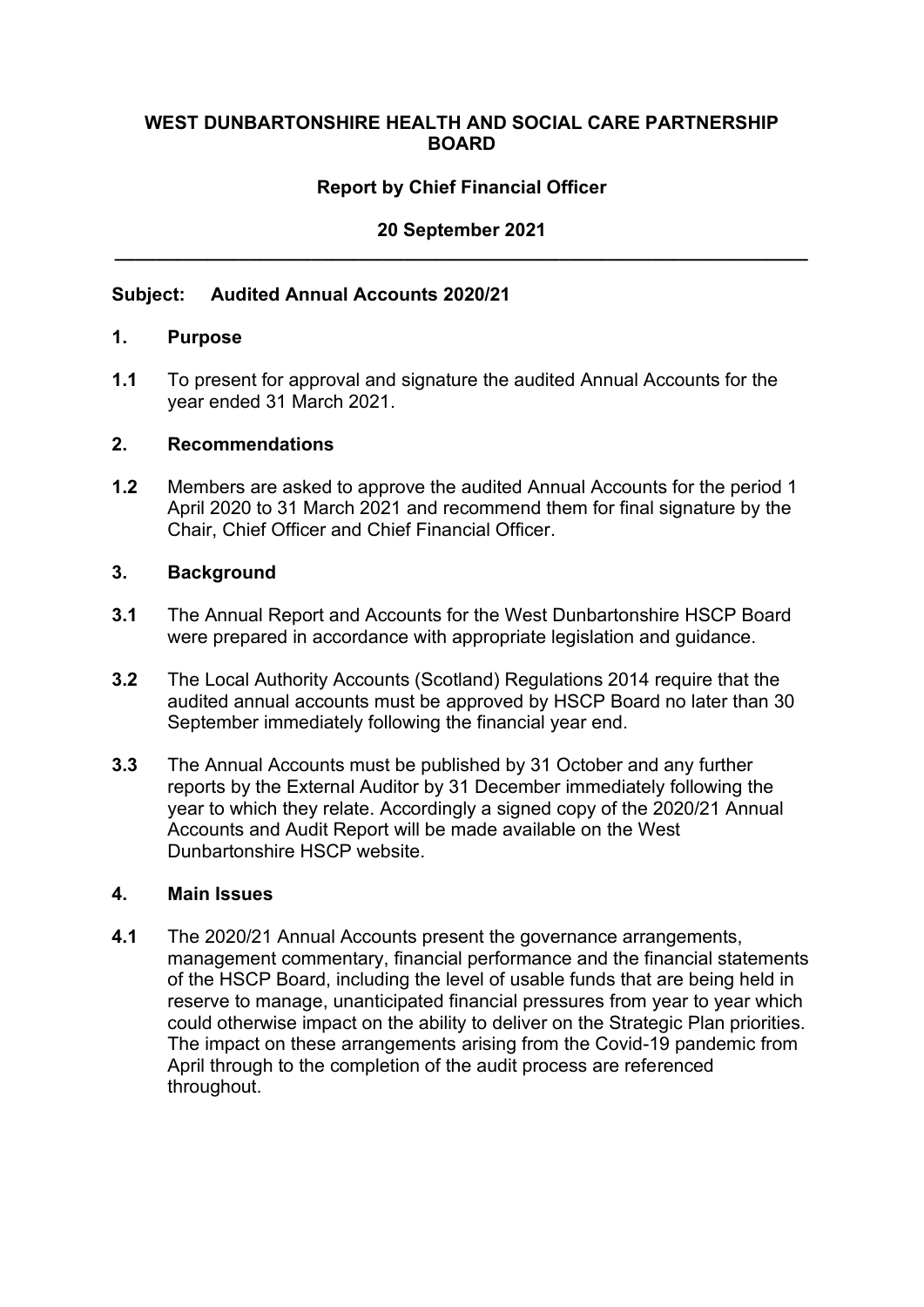**WEST DUNBARTONSHIRE HEALTH AND SOCIAL CARE PARTNERSHIP BOARD**

**Report by Chief Financial Officer**

**20 September 2021**

---

**Subject: Audited Annual Accounts 2020/21**

## 1. Purpose

**1.1** To present for approval and signature the audited Annual Accounts for the year ended 31 March 2021.

## 2. Recommendations

**1.2** Members are asked to approve the audited Annual Accounts for the period 1 April 2020 to 31 March 2021 and recommend them for final signature by the Chair, Chief Officer and Chief Financial Officer.

## 3. Background

**3.1** The Annual Report and Accounts for the West Dunbartonshire HSCP Board were prepared in accordance with appropriate legislation and guidance.

**3.2** The Local Authority Accounts (Scotland) Regulations 2014 require that the audited annual accounts must be approved by HSCP Board no later than 30 September immediately following the financial year end.

**3.3** The Annual Accounts must be published by 31 October and any further reports by the External Auditor by 31 December immediately following the year to which they relate. Accordingly a signed copy of the 2020/21 Annual Accounts and Audit Report will be made available on the West Dunbartonshire HSCP website.

## 4. Main Issues

**4.1** The 2020/21 Annual Accounts present the governance arrangements, management commentary, financial performance and the financial statements of the HSCP Board, including the level of usable funds that are being held in reserve to manage, unanticipated financial pressures from year to year which could otherwise impact on the ability to deliver on the Strategic Plan priorities. The impact on these arrangements arising from the Covid-19 pandemic from April through to the completion of the audit process are referenced throughout.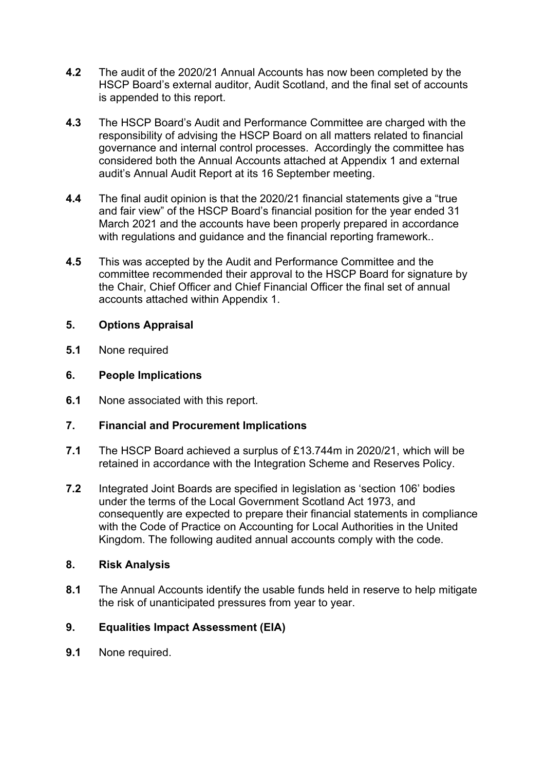**4.2** The audit of the 2020/21 Annual Accounts has now been completed by the HSCP Board's external auditor, Audit Scotland, and the final set of accounts is appended to this report.

**4.3** The HSCP Board's Audit and Performance Committee are charged with the responsibility of advising the HSCP Board on all matters related to financial governance and internal control processes. Accordingly the committee has considered both the Annual Accounts attached at Appendix 1 and external audit's Annual Audit Report at its 16 September meeting.

**4.4** The final audit opinion is that the 2020/21 financial statements give a "true and fair view" of the HSCP Board's financial position for the year ended 31 March 2021 and the accounts have been properly prepared in accordance with regulations and guidance and the financial reporting framework..

**4.5** This was accepted by the Audit and Performance Committee and the committee recommended their approval to the HSCP Board for signature by the Chair, Chief Officer and Chief Financial Officer the final set of annual accounts attached within Appendix 1.

## 5. Options Appraisal

**5.1** None required

## 6. People Implications

**6.1** None associated with this report.

## 7. Financial and Procurement Implications

**7.1** The HSCP Board achieved a surplus of £13.744m in 2020/21, which will be retained in accordance with the Integration Scheme and Reserves Policy.

**7.2** Integrated Joint Boards are specified in legislation as 'section 106' bodies under the terms of the Local Government Scotland Act 1973, and consequently are expected to prepare their financial statements in compliance with the Code of Practice on Accounting for Local Authorities in the United Kingdom. The following audited annual accounts comply with the code.

## 8. Risk Analysis

**8.1** The Annual Accounts identify the usable funds held in reserve to help mitigate the risk of unanticipated pressures from year to year.

## 9. Equalities Impact Assessment (EIA)

**9.1** None required.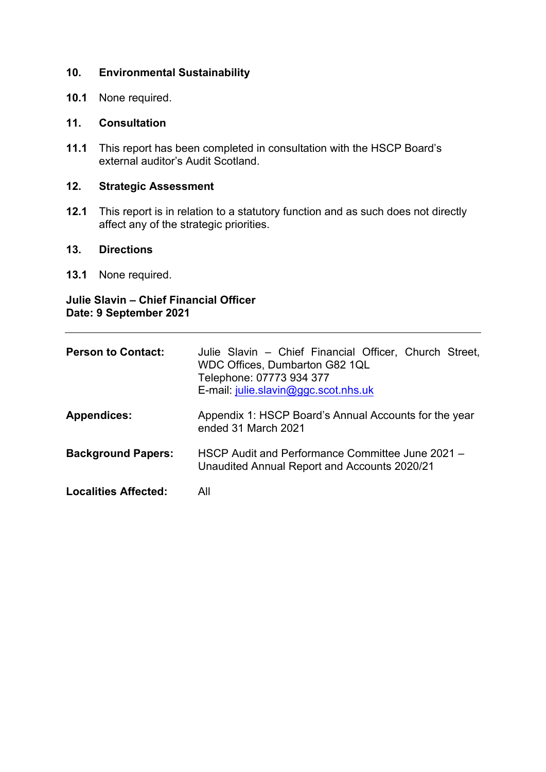## 10. Environmental Sustainability

**10.1** None required.

## 11. Consultation

**11.1** This report has been completed in consultation with the HSCP Board's external auditor's Audit Scotland.

## 12. Strategic Assessment

**12.1** This report is in relation to a statutory function and as such does not directly affect any of the strategic priorities.

## 13. Directions

**13.1** None required.

**Julie Slavin – Chief Financial Officer**
**Date: 9 September 2021**

---

| | |
|---|---|
| **Person to Contact:** | Julie Slavin – Chief Financial Officer, Church Street, WDC Offices, Dumbarton G82 1QL<br>Telephone: 07773 934 377<br>E-mail: julie.slavin@ggc.scot.nhs.uk |
| **Appendices:** | Appendix 1: HSCP Board's Annual Accounts for the year ended 31 March 2021 |
| **Background Papers:** | HSCP Audit and Performance Committee June 2021 – Unaudited Annual Report and Accounts 2020/21 |
| **Localities Affected:** | All |